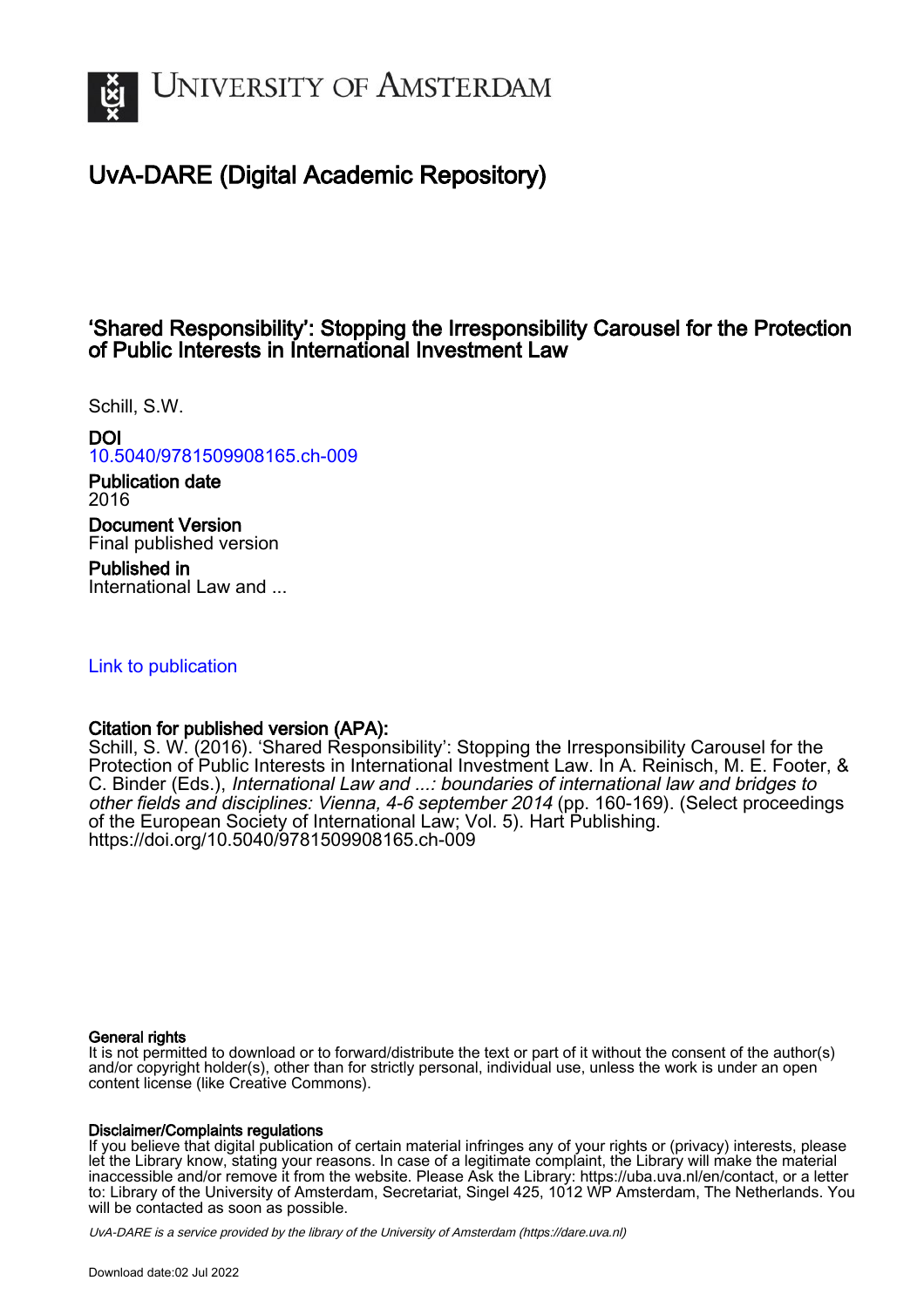# UNIVERSITY OF AMSTERDAM

## UvA-DARE (Digital Academic Repository)

### 'Shared Responsibility': Stopping the Irresponsibility Carousel for the Protection of Public Interests in International Investment Law

Schill, S.W.

**DOI**
10.5040/9781509908165.ch-009

**Publication date**
2016

**Document Version**
Final published version

**Published in**
International Law and ...

Link to publication

**Citation for published version (APA):**
Schill, S. W. (2016). 'Shared Responsibility': Stopping the Irresponsibility Carousel for the Protection of Public Interests in International Investment Law. In A. Reinisch, M. E. Footer, & C. Binder (Eds.), *International Law and ...: boundaries of international law and bridges to other fields and disciplines: Vienna, 4-6 september 2014* (pp. 160-169). (Select proceedings of the European Society of International Law; Vol. 5). Hart Publishing. https://doi.org/10.5040/9781509908165.ch-009

**General rights**
It is not permitted to download or to forward/distribute the text or part of it without the consent of the author(s) and/or copyright holder(s), other than for strictly personal, individual use, unless the work is under an open content license (like Creative Commons).

**Disclaimer/Complaints regulations**
If you believe that digital publication of certain material infringes any of your rights or (privacy) interests, please let the Library know, stating your reasons. In case of a legitimate complaint, the Library will make the material inaccessible and/or remove it from the website. Please Ask the Library: https://uba.uva.nl/en/contact, or a letter to: Library of the University of Amsterdam, Secretariat, Singel 425, 1012 WP Amsterdam, The Netherlands. You will be contacted as soon as possible.

UvA-DARE is a service provided by the library of the University of Amsterdam (https://dare.uva.nl)

Download date:02 Jul 2022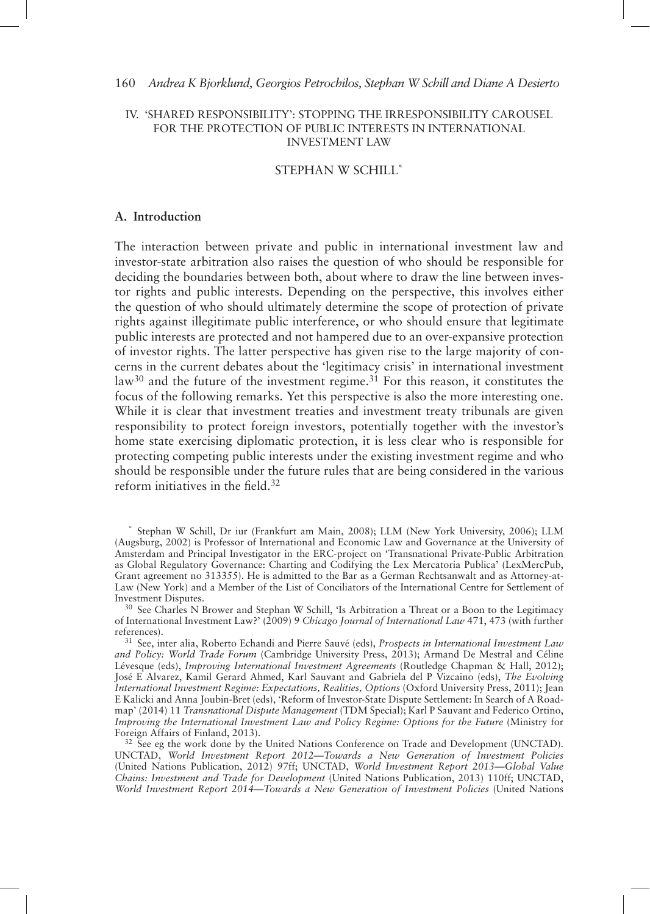## IV. 'SHARED RESPONSIBILITY': STOPPING THE IRRESPONSIBILITY CAROUSEL FOR THE PROTECTION OF PUBLIC INTERESTS IN INTERNATIONAL INVESTMENT LAW

### STEPHAN W SCHILL*

### A. Introduction

The interaction between private and public in international investment law and investor-state arbitration also raises the question of who should be responsible for deciding the boundaries between both, about where to draw the line between investor rights and public interests. Depending on the perspective, this involves either the question of who should ultimately determine the scope of protection of private rights against illegitimate public interference, or who should ensure that legitimate public interests are protected and not hampered due to an over-expansive protection of investor rights. The latter perspective has given rise to the large majority of concerns in the current debates about the 'legitimacy crisis' in international investment law[30] and the future of the investment regime.[31] For this reason, it constitutes the focus of the following remarks. Yet this perspective is also the more interesting one. While it is clear that investment treaties and investment treaty tribunals are given responsibility to protect foreign investors, potentially together with the investor's home state exercising diplomatic protection, it is less clear who is responsible for protecting competing public interests under the existing investment regime and who should be responsible under the future rules that are being considered in the various reform initiatives in the field.[32]

---

\* Stephan W Schill, Dr iur (Frankfurt am Main, 2008); LLM (New York University, 2006); LLM (Augsburg, 2002) is Professor of International and Economic Law and Governance at the University of Amsterdam and Principal Investigator in the ERC-project on 'Transnational Private-Public Arbitration as Global Regulatory Governance: Charting and Codifying the Lex Mercatoria Publica' (LexMercPub, Grant agreement no 313355). He is admitted to the Bar as a German Rechtsanwalt and as Attorney-at-Law (New York) and a Member of the List of Conciliators of the International Centre for Settlement of Investment Disputes.

[30] See Charles N Brower and Stephan W Schill, 'Is Arbitration a Threat or a Boon to the Legitimacy of International Investment Law?' (2009) 9 *Chicago Journal of International Law* 471, 473 (with further references).

[31] See, inter alia, Roberto Echandi and Pierre Sauvé (eds), *Prospects in International Investment Law and Policy: World Trade Forum* (Cambridge University Press, 2013); Armand De Mestral and Céline Lévesque (eds), *Improving International Investment Agreements* (Routledge Chapman & Hall, 2012); José E Alvarez, Kamil Gerard Ahmed, Karl Sauvant and Gabriela del P Vizcaino (eds), *The Evolving International Investment Regime: Expectations, Realities, Options* (Oxford University Press, 2011); Jean E Kalicki and Anna Joubin-Bret (eds), 'Reform of Investor-State Dispute Settlement: In Search of A Roadmap' (2014) 11 *Transnational Dispute Management* (TDM Special); Karl P Sauvant and Federico Ortino, *Improving the International Investment Law and Policy Regime: Options for the Future* (Ministry for Foreign Affairs of Finland, 2013).

[32] See eg the work done by the United Nations Conference on Trade and Development (UNCTAD). UNCTAD, *World Investment Report 2012—Towards a New Generation of Investment Policies* (United Nations Publication, 2012) 97ff; UNCTAD, *World Investment Report 2013—Global Value Chains: Investment and Trade for Development* (United Nations Publication, 2013) 110ff; UNCTAD, *World Investment Report 2014—Towards a New Generation of Investment Policies* (United Nations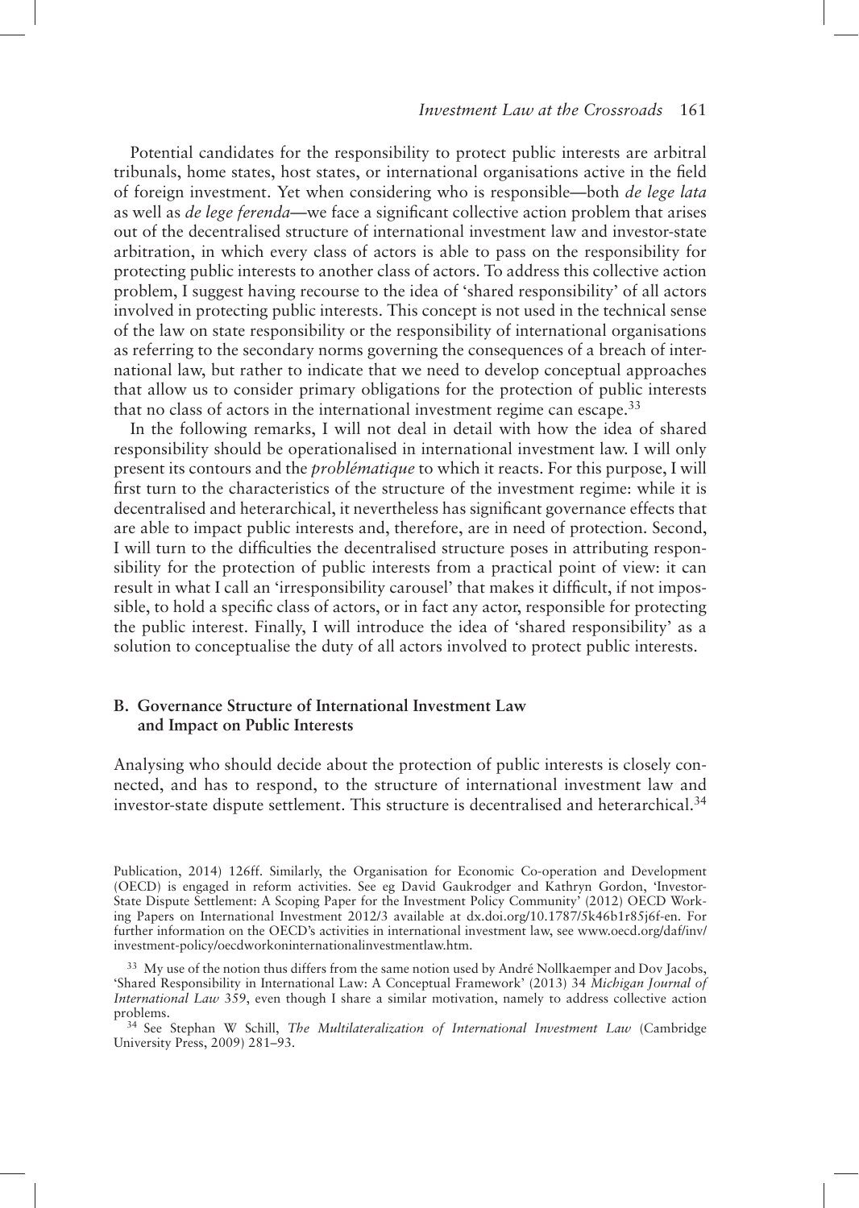Potential candidates for the responsibility to protect public interests are arbitral tribunals, home states, host states, or international organisations active in the field of foreign investment. Yet when considering who is responsible—both *de lege lata* as well as *de lege ferenda*—we face a significant collective action problem that arises out of the decentralised structure of international investment law and investor-state arbitration, in which every class of actors is able to pass on the responsibility for protecting public interests to another class of actors. To address this collective action problem, I suggest having recourse to the idea of 'shared responsibility' of all actors involved in protecting public interests. This concept is not used in the technical sense of the law on state responsibility or the responsibility of international organisations as referring to the secondary norms governing the consequences of a breach of international law, but rather to indicate that we need to develop conceptual approaches that allow us to consider primary obligations for the protection of public interests that no class of actors in the international investment regime can escape.[33]

In the following remarks, I will not deal in detail with how the idea of shared responsibility should be operationalised in international investment law. I will only present its contours and the *problématique* to which it reacts. For this purpose, I will first turn to the characteristics of the structure of the investment regime: while it is decentralised and heterarchical, it nevertheless has significant governance effects that are able to impact public interests and, therefore, are in need of protection. Second, I will turn to the difficulties the decentralised structure poses in attributing responsibility for the protection of public interests from a practical point of view: it can result in what I call an 'irresponsibility carousel' that makes it difficult, if not impossible, to hold a specific class of actors, or in fact any actor, responsible for protecting the public interest. Finally, I will introduce the idea of 'shared responsibility' as a solution to conceptualise the duty of all actors involved to protect public interests.

### B. Governance Structure of International Investment Law and Impact on Public Interests

Analysing who should decide about the protection of public interests is closely connected, and has to respond, to the structure of international investment law and investor-state dispute settlement. This structure is decentralised and heterarchical.[34]

---

Publication, 2014) 126ff. Similarly, the Organisation for Economic Co-operation and Development (OECD) is engaged in reform activities. See eg David Gaukrodger and Kathryn Gordon, 'Investor-State Dispute Settlement: A Scoping Paper for the Investment Policy Community' (2012) OECD Working Papers on International Investment 2012/3 available at dx.doi.org/10.1787/5k46b1r85j6f-en. For further information on the OECD's activities in international investment law, see www.oecd.org/daf/inv/investment-policy/oecdworkoninternationalinvestmentlaw.htm.

[33] My use of the notion thus differs from the same notion used by André Nollkaemper and Dov Jacobs, 'Shared Responsibility in International Law: A Conceptual Framework' (2013) 34 *Michigan Journal of International Law* 359, even though I share a similar motivation, namely to address collective action problems.

[34] See Stephan W Schill, *The Multilateralization of International Investment Law* (Cambridge University Press, 2009) 281–93.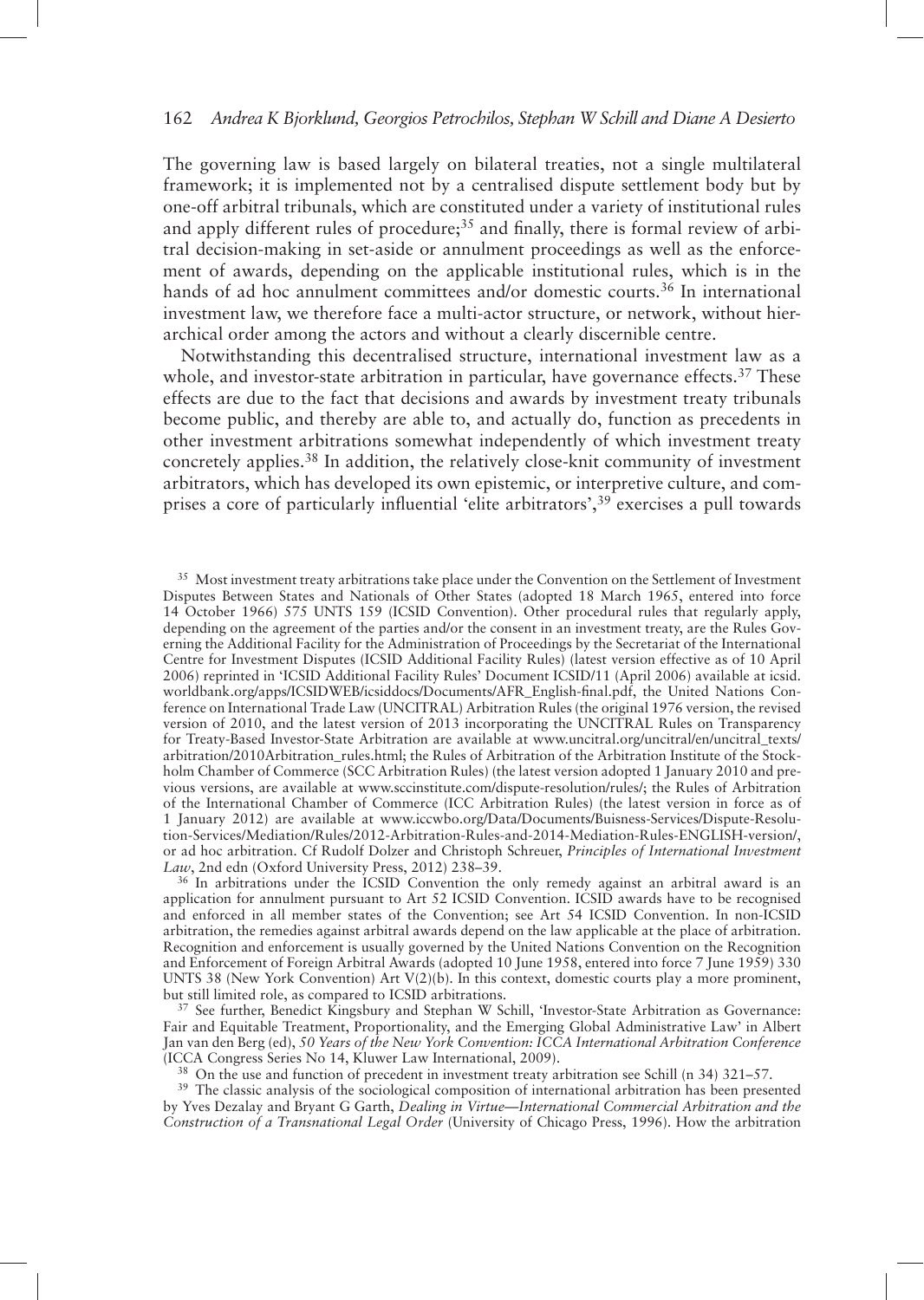The governing law is based largely on bilateral treaties, not a single multilateral framework; it is implemented not by a centralised dispute settlement body but by one-off arbitral tribunals, which are constituted under a variety of institutional rules and apply different rules of procedure;[35] and finally, there is formal review of arbitral decision-making in set-aside or annulment proceedings as well as the enforcement of awards, depending on the applicable institutional rules, which is in the hands of ad hoc annulment committees and/or domestic courts.[36] In international investment law, we therefore face a multi-actor structure, or network, without hierarchical order among the actors and without a clearly discernible centre.

Notwithstanding this decentralised structure, international investment law as a whole, and investor-state arbitration in particular, have governance effects.[37] These effects are due to the fact that decisions and awards by investment treaty tribunals become public, and thereby are able to, and actually do, function as precedents in other investment arbitrations somewhat independently of which investment treaty concretely applies.[38] In addition, the relatively close-knit community of investment arbitrators, which has developed its own epistemic, or interpretive culture, and comprises a core of particularly influential 'elite arbitrators',[39] exercises a pull towards

---

[35] Most investment treaty arbitrations take place under the Convention on the Settlement of Investment Disputes Between States and Nationals of Other States (adopted 18 March 1965, entered into force 14 October 1966) 575 UNTS 159 (ICSID Convention). Other procedural rules that regularly apply, depending on the agreement of the parties and/or the consent in an investment treaty, are the Rules Governing the Additional Facility for the Administration of Proceedings by the Secretariat of the International Centre for Investment Disputes (ICSID Additional Facility Rules) (latest version effective as of 10 April 2006) reprinted in 'ICSID Additional Facility Rules' Document ICSID/11 (April 2006) available at icsid.worldbank.org/apps/ICSIDWEB/icsiddocs/Documents/AFR_English-final.pdf, the United Nations Conference on International Trade Law (UNCITRAL) Arbitration Rules (the original 1976 version, the revised version of 2010, and the latest version of 2013 incorporating the UNCITRAL Rules on Transparency for Treaty-Based Investor-State Arbitration are available at www.uncitral.org/uncitral/en/uncitral_texts/arbitration/2010Arbitration_rules.html; the Rules of Arbitration of the Arbitration Institute of the Stockholm Chamber of Commerce (SCC Arbitration Rules) (the latest version adopted 1 January 2010 and previous versions, are available at www.sccinstitute.com/dispute-resolution/rules/; the Rules of Arbitration of the International Chamber of Commerce (ICC Arbitration Rules) (the latest version in force as of 1 January 2012) are available at www.iccwbo.org/Data/Documents/Buisness-Services/Dispute-Resolution-Services/Mediation/Rules/2012-Arbitration-Rules-and-2014-Mediation-Rules-ENGLISH-version/, or ad hoc arbitration. Cf Rudolf Dolzer and Christoph Schreuer, *Principles of International Investment Law*, 2nd edn (Oxford University Press, 2012) 238–39.

[36] In arbitrations under the ICSID Convention the only remedy against an arbitral award is an application for annulment pursuant to Art 52 ICSID Convention. ICSID awards have to be recognised and enforced in all member states of the Convention; see Art 54 ICSID Convention. In non-ICSID arbitration, the remedies against arbitral awards depend on the law applicable at the place of arbitration. Recognition and enforcement is usually governed by the United Nations Convention on the Recognition and Enforcement of Foreign Arbitral Awards (adopted 10 June 1958, entered into force 7 June 1959) 330 UNTS 38 (New York Convention) Art V(2)(b). In this context, domestic courts play a more prominent, but still limited role, as compared to ICSID arbitrations.

[37] See further, Benedict Kingsbury and Stephan W Schill, 'Investor-State Arbitration as Governance: Fair and Equitable Treatment, Proportionality, and the Emerging Global Administrative Law' in Albert Jan van den Berg (ed), *50 Years of the New York Convention: ICCA International Arbitration Conference* (ICCA Congress Series No 14, Kluwer Law International, 2009).

[38] On the use and function of precedent in investment treaty arbitration see Schill (n 34) 321–57.

[39] The classic analysis of the sociological composition of international arbitration has been presented by Yves Dezalay and Bryant G Garth, *Dealing in Virtue—International Commercial Arbitration and the Construction of a Transnational Legal Order* (University of Chicago Press, 1996). How the arbitration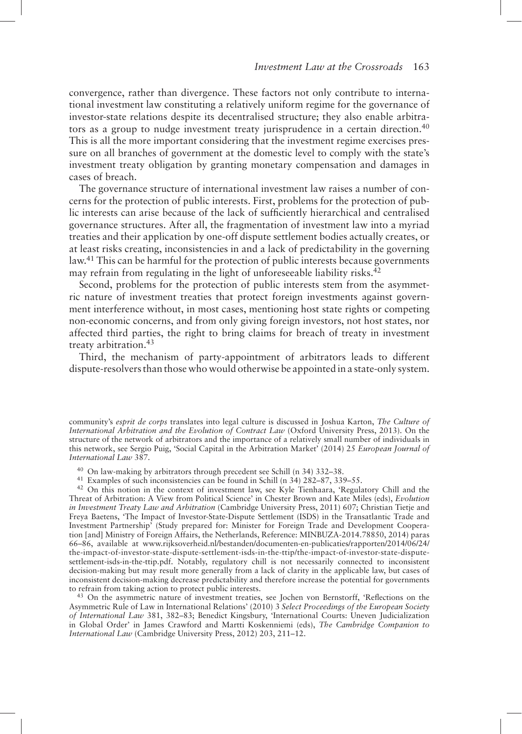convergence, rather than divergence. These factors not only contribute to international investment law constituting a relatively uniform regime for the governance of investor-state relations despite its decentralised structure; they also enable arbitrators as a group to nudge investment treaty jurisprudence in a certain direction.[40] This is all the more important considering that the investment regime exercises pressure on all branches of government at the domestic level to comply with the state's investment treaty obligation by granting monetary compensation and damages in cases of breach.

The governance structure of international investment law raises a number of concerns for the protection of public interests. First, problems for the protection of public interests can arise because of the lack of sufficiently hierarchical and centralised governance structures. After all, the fragmentation of investment law into a myriad treaties and their application by one-off dispute settlement bodies actually creates, or at least risks creating, inconsistencies in and a lack of predictability in the governing law.[41] This can be harmful for the protection of public interests because governments may refrain from regulating in the light of unforeseeable liability risks.[42]

Second, problems for the protection of public interests stem from the asymmetric nature of investment treaties that protect foreign investments against government interference without, in most cases, mentioning host state rights or competing non-economic concerns, and from only giving foreign investors, not host states, nor affected third parties, the right to bring claims for breach of treaty in investment treaty arbitration.[43]

Third, the mechanism of party-appointment of arbitrators leads to different dispute-resolvers than those who would otherwise be appointed in a state-only system.

---

community's *esprit de corps* translates into legal culture is discussed in Joshua Karton, *The Culture of International Arbitration and the Evolution of Contract Law* (Oxford University Press, 2013). On the structure of the network of arbitrators and the importance of a relatively small number of individuals in this network, see Sergio Puig, 'Social Capital in the Arbitration Market' (2014) 25 *European Journal of International Law* 387.

[40] On law-making by arbitrators through precedent see Schill (n 34) 332–38.

[41] Examples of such inconsistencies can be found in Schill (n 34) 282–87, 339–55.

[42] On this notion in the context of investment law, see Kyle Tienhaara, 'Regulatory Chill and the Threat of Arbitration: A View from Political Science' in Chester Brown and Kate Miles (eds), *Evolution in Investment Treaty Law and Arbitration* (Cambridge University Press, 2011) 607; Christian Tietje and Freya Baetens, 'The Impact of Investor-State-Dispute Settlement (ISDS) in the Transatlantic Trade and Investment Partnership' (Study prepared for: Minister for Foreign Trade and Development Cooperation [and] Ministry of Foreign Affairs, the Netherlands, Reference: MINBUZA-2014.78850, 2014) paras 66–86, available at www.rijksoverheid.nl/bestanden/documenten-en-publicaties/rapporten/2014/06/24/the-impact-of-investor-state-dispute-settlement-isds-in-the-ttip/the-impact-of-investor-state-dispute-settlement-isds-in-the-ttip.pdf. Notably, regulatory chill is not necessarily connected to inconsistent decision-making but may result more generally from a lack of clarity in the applicable law, but cases of inconsistent decision-making decrease predictability and therefore increase the potential for governments to refrain from taking action to protect public interests.

[43] On the asymmetric nature of investment treaties, see Jochen von Bernstorff, 'Reflections on the Asymmetric Rule of Law in International Relations' (2010) 3 *Select Proceedings of the European Society of International Law* 381, 382–83; Benedict Kingsbury, 'International Courts: Uneven Judicialization in Global Order' in James Crawford and Martti Koskenniemi (eds), *The Cambridge Companion to International Law* (Cambridge University Press, 2012) 203, 211–12.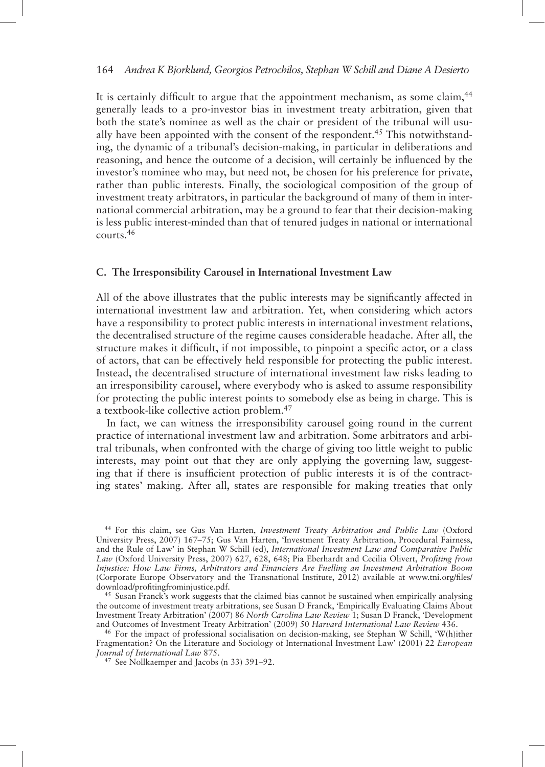It is certainly difficult to argue that the appointment mechanism, as some claim,[44] generally leads to a pro-investor bias in investment treaty arbitration, given that both the state's nominee as well as the chair or president of the tribunal will usually have been appointed with the consent of the respondent.[45] This notwithstanding, the dynamic of a tribunal's decision-making, in particular in deliberations and reasoning, and hence the outcome of a decision, will certainly be influenced by the investor's nominee who may, but need not, be chosen for his preference for private, rather than public interests. Finally, the sociological composition of the group of investment treaty arbitrators, in particular the background of many of them in international commercial arbitration, may be a ground to fear that their decision-making is less public interest-minded than that of tenured judges in national or international courts.[46]

### C. The Irresponsibility Carousel in International Investment Law

All of the above illustrates that the public interests may be significantly affected in international investment law and arbitration. Yet, when considering which actors have a responsibility to protect public interests in international investment relations, the decentralised structure of the regime causes considerable headache. After all, the structure makes it difficult, if not impossible, to pinpoint a specific actor, or a class of actors, that can be effectively held responsible for protecting the public interest. Instead, the decentralised structure of international investment law risks leading to an irresponsibility carousel, where everybody who is asked to assume responsibility for protecting the public interest points to somebody else as being in charge. This is a textbook-like collective action problem.[47]

In fact, we can witness the irresponsibility carousel going round in the current practice of international investment law and arbitration. Some arbitrators and arbitral tribunals, when confronted with the charge of giving too little weight to public interests, may point out that they are only applying the governing law, suggesting that if there is insufficient protection of public interests it is of the contracting states' making. After all, states are responsible for making treaties that only

---

[44] For this claim, see Gus Van Harten, *Investment Treaty Arbitration and Public Law* (Oxford University Press, 2007) 167–75; Gus Van Harten, 'Investment Treaty Arbitration, Procedural Fairness, and the Rule of Law' in Stephan W Schill (ed), *International Investment Law and Comparative Public Law* (Oxford University Press, 2007) 627, 628, 648; Pia Eberhardt and Cecilia Olivert, *Profiting from Injustice: How Law Firms, Arbitrators and Financiers Are Fuelling an Investment Arbitration Boom* (Corporate Europe Observatory and the Transnational Institute, 2012) available at www.tni.org/files/download/profitingfrominjustice.pdf.

[45] Susan Franck's work suggests that the claimed bias cannot be sustained when empirically analysing the outcome of investment treaty arbitrations, see Susan D Franck, 'Empirically Evaluating Claims About Investment Treaty Arbitration' (2007) 86 *North Carolina Law Review* 1; Susan D Franck, 'Development and Outcomes of Investment Treaty Arbitration' (2009) 50 *Harvard International Law Review* 436.

[46] For the impact of professional socialisation on decision-making, see Stephan W Schill, 'W(h)ither Fragmentation? On the Literature and Sociology of International Investment Law' (2001) 22 *European Journal of International Law* 875.

[47] See Nollkaemper and Jacobs (n 33) 391–92.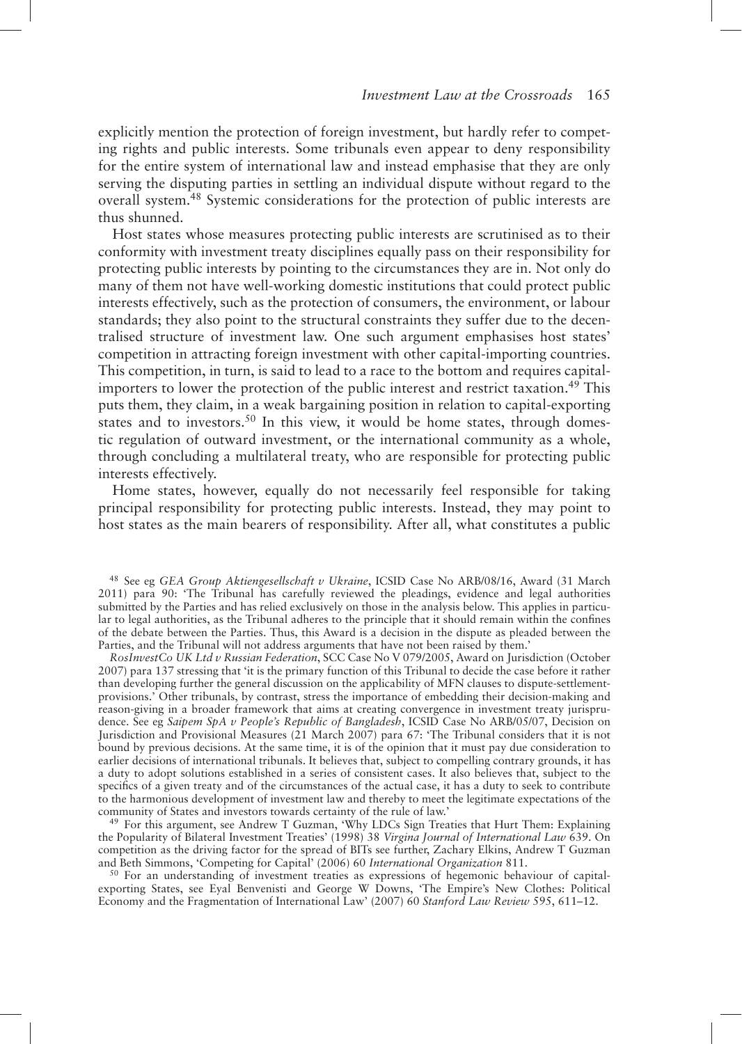explicitly mention the protection of foreign investment, but hardly refer to competing rights and public interests. Some tribunals even appear to deny responsibility for the entire system of international law and instead emphasise that they are only serving the disputing parties in settling an individual dispute without regard to the overall system.[48] Systemic considerations for the protection of public interests are thus shunned.

Host states whose measures protecting public interests are scrutinised as to their conformity with investment treaty disciplines equally pass on their responsibility for protecting public interests by pointing to the circumstances they are in. Not only do many of them not have well-working domestic institutions that could protect public interests effectively, such as the protection of consumers, the environment, or labour standards; they also point to the structural constraints they suffer due to the decentralised structure of investment law. One such argument emphasises host states' competition in attracting foreign investment with other capital-importing countries. This competition, in turn, is said to lead to a race to the bottom and requires capital-importers to lower the protection of the public interest and restrict taxation.[49] This puts them, they claim, in a weak bargaining position in relation to capital-exporting states and to investors.[50] In this view, it would be home states, through domestic regulation of outward investment, or the international community as a whole, through concluding a multilateral treaty, who are responsible for protecting public interests effectively.

Home states, however, equally do not necessarily feel responsible for taking principal responsibility for protecting public interests. Instead, they may point to host states as the main bearers of responsibility. After all, what constitutes a public

---

[48] See eg *GEA Group Aktiengesellschaft v Ukraine*, ICSID Case No ARB/08/16, Award (31 March 2011) para 90: 'The Tribunal has carefully reviewed the pleadings, evidence and legal authorities submitted by the Parties and has relied exclusively on those in the analysis below. This applies in particular to legal authorities, as the Tribunal adheres to the principle that it should remain within the confines of the debate between the Parties. Thus, this Award is a decision in the dispute as pleaded between the Parties, and the Tribunal will not address arguments that have not been raised by them.'

*RosInvestCo UK Ltd v Russian Federation*, SCC Case No V 079/2005, Award on Jurisdiction (October 2007) para 137 stressing that 'it is the primary function of this Tribunal to decide the case before it rather than developing further the general discussion on the applicability of MFN clauses to dispute-settlement-provisions.' Other tribunals, by contrast, stress the importance of embedding their decision-making and reason-giving in a broader framework that aims at creating convergence in investment treaty jurisprudence. See eg *Saipem SpA v People's Republic of Bangladesh*, ICSID Case No ARB/05/07, Decision on Jurisdiction and Provisional Measures (21 March 2007) para 67: 'The Tribunal considers that it is not bound by previous decisions. At the same time, it is of the opinion that it must pay due consideration to earlier decisions of international tribunals. It believes that, subject to compelling contrary grounds, it has a duty to adopt solutions established in a series of consistent cases. It also believes that, subject to the specifics of a given treaty and of the circumstances of the actual case, it has a duty to seek to contribute to the harmonious development of investment law and thereby to meet the legitimate expectations of the community of States and investors towards certainty of the rule of law.'

[49] For this argument, see Andrew T Guzman, 'Why LDCs Sign Treaties that Hurt Them: Explaining the Popularity of Bilateral Investment Treaties' (1998) 38 *Virgina Journal of International Law* 639. On competition as the driving factor for the spread of BITs see further, Zachary Elkins, Andrew T Guzman and Beth Simmons, 'Competing for Capital' (2006) 60 *International Organization* 811.

[50] For an understanding of investment treaties as expressions of hegemonic behaviour of capital-exporting States, see Eyal Benvenisti and George W Downs, 'The Empire's New Clothes: Political Economy and the Fragmentation of International Law' (2007) 60 *Stanford Law Review* 595, 611–12.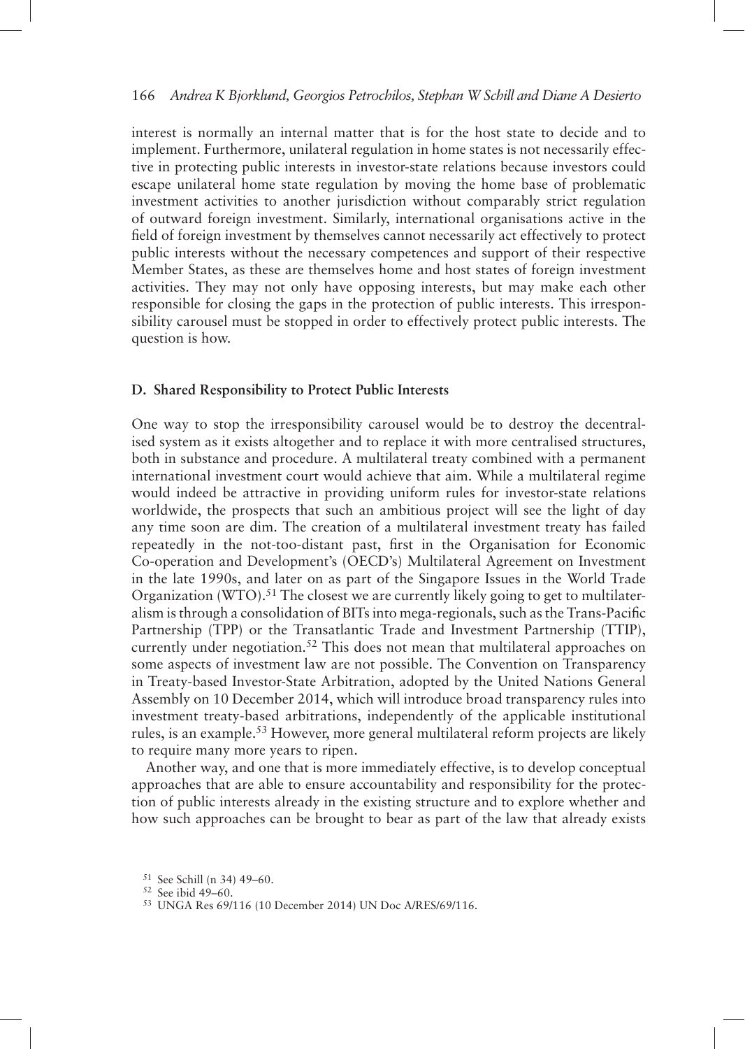interest is normally an internal matter that is for the host state to decide and to implement. Furthermore, unilateral regulation in home states is not necessarily effective in protecting public interests in investor-state relations because investors could escape unilateral home state regulation by moving the home base of problematic investment activities to another jurisdiction without comparably strict regulation of outward foreign investment. Similarly, international organisations active in the field of foreign investment by themselves cannot necessarily act effectively to protect public interests without the necessary competences and support of their respective Member States, as these are themselves home and host states of foreign investment activities. They may not only have opposing interests, but may make each other responsible for closing the gaps in the protection of public interests. This irresponsibility carousel must be stopped in order to effectively protect public interests. The question is how.

## D. Shared Responsibility to Protect Public Interests

One way to stop the irresponsibility carousel would be to destroy the decentralised system as it exists altogether and to replace it with more centralised structures, both in substance and procedure. A multilateral treaty combined with a permanent international investment court would achieve that aim. While a multilateral regime would indeed be attractive in providing uniform rules for investor-state relations worldwide, the prospects that such an ambitious project will see the light of day any time soon are dim. The creation of a multilateral investment treaty has failed repeatedly in the not-too-distant past, first in the Organisation for Economic Co-operation and Development's (OECD's) Multilateral Agreement on Investment in the late 1990s, and later on as part of the Singapore Issues in the World Trade Organization (WTO).[51] The closest we are currently likely going to get to multilateralism is through a consolidation of BITs into mega-regionals, such as the Trans-Pacific Partnership (TPP) or the Transatlantic Trade and Investment Partnership (TTIP), currently under negotiation.[52] This does not mean that multilateral approaches on some aspects of investment law are not possible. The Convention on Transparency in Treaty-based Investor-State Arbitration, adopted by the United Nations General Assembly on 10 December 2014, which will introduce broad transparency rules into investment treaty-based arbitrations, independently of the applicable institutional rules, is an example.[53] However, more general multilateral reform projects are likely to require many more years to ripen.

Another way, and one that is more immediately effective, is to develop conceptual approaches that are able to ensure accountability and responsibility for the protection of public interests already in the existing structure and to explore whether and how such approaches can be brought to bear as part of the law that already exists

[51] See Schill (n 34) 49–60.

[52] See ibid 49–60.

[53] UNGA Res 69/116 (10 December 2014) UN Doc A/RES/69/116.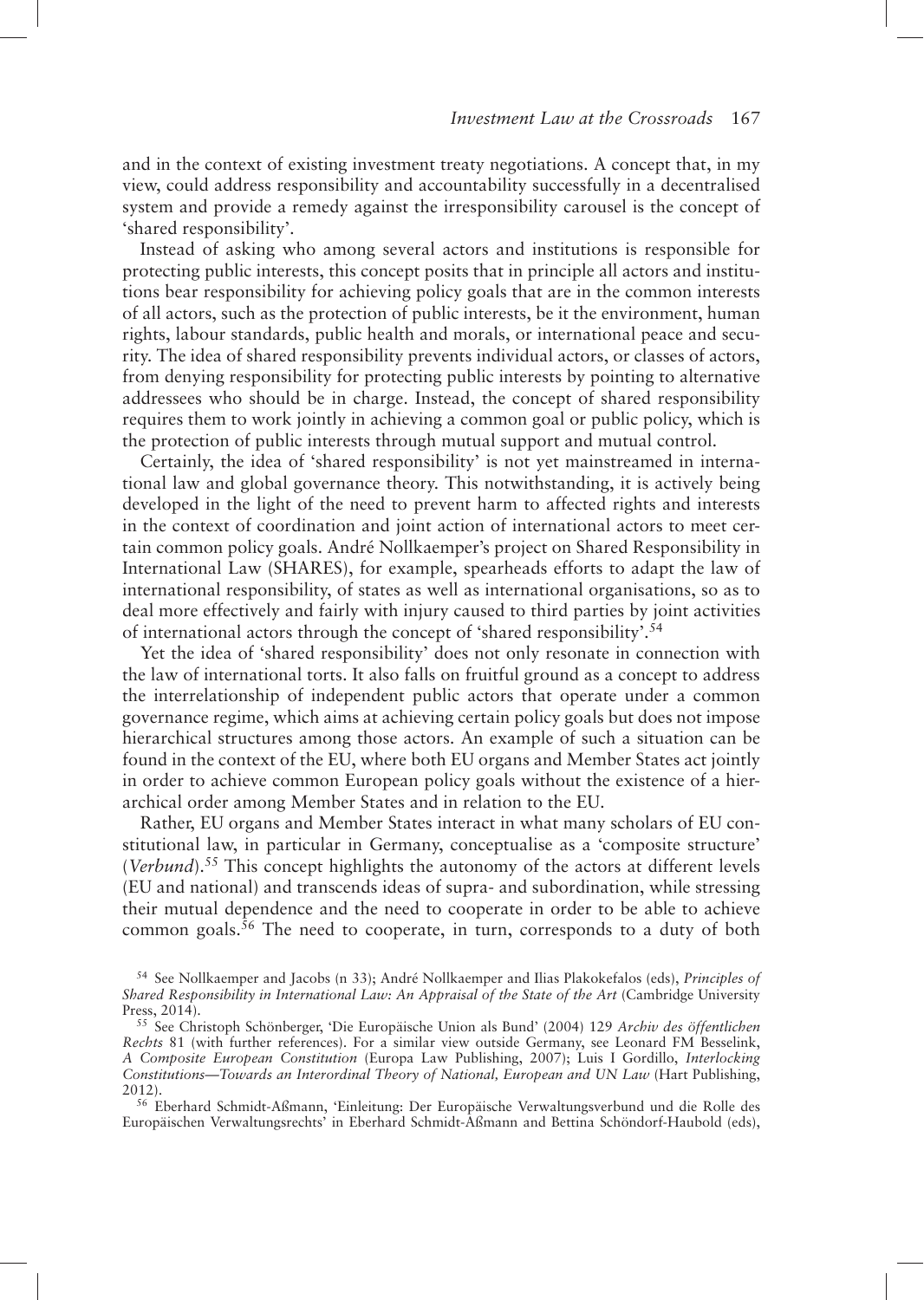and in the context of existing investment treaty negotiations. A concept that, in my view, could address responsibility and accountability successfully in a decentralised system and provide a remedy against the irresponsibility carousel is the concept of 'shared responsibility'.

Instead of asking who among several actors and institutions is responsible for protecting public interests, this concept posits that in principle all actors and institutions bear responsibility for achieving policy goals that are in the common interests of all actors, such as the protection of public interests, be it the environment, human rights, labour standards, public health and morals, or international peace and security. The idea of shared responsibility prevents individual actors, or classes of actors, from denying responsibility for protecting public interests by pointing to alternative addressees who should be in charge. Instead, the concept of shared responsibility requires them to work jointly in achieving a common goal or public policy, which is the protection of public interests through mutual support and mutual control.

Certainly, the idea of 'shared responsibility' is not yet mainstreamed in international law and global governance theory. This notwithstanding, it is actively being developed in the light of the need to prevent harm to affected rights and interests in the context of coordination and joint action of international actors to meet certain common policy goals. André Nollkaemper's project on Shared Responsibility in International Law (SHARES), for example, spearheads efforts to adapt the law of international responsibility, of states as well as international organisations, so as to deal more effectively and fairly with injury caused to third parties by joint activities of international actors through the concept of 'shared responsibility'.[54]

Yet the idea of 'shared responsibility' does not only resonate in connection with the law of international torts. It also falls on fruitful ground as a concept to address the interrelationship of independent public actors that operate under a common governance regime, which aims at achieving certain policy goals but does not impose hierarchical structures among those actors. An example of such a situation can be found in the context of the EU, where both EU organs and Member States act jointly in order to achieve common European policy goals without the existence of a hierarchical order among Member States and in relation to the EU.

Rather, EU organs and Member States interact in what many scholars of EU constitutional law, in particular in Germany, conceptualise as a 'composite structure' (*Verbund*).[55] This concept highlights the autonomy of the actors at different levels (EU and national) and transcends ideas of supra- and subordination, while stressing their mutual dependence and the need to cooperate in order to be able to achieve common goals.[56] The need to cooperate, in turn, corresponds to a duty of both

[54] See Nollkaemper and Jacobs (n 33); André Nollkaemper and Ilias Plakokefalos (eds), *Principles of Shared Responsibility in International Law: An Appraisal of the State of the Art* (Cambridge University Press, 2014).

[55] See Christoph Schönberger, 'Die Europäische Union als Bund' (2004) 129 *Archiv des öffentlichen Rechts* 81 (with further references). For a similar view outside Germany, see Leonard FM Besselink, *A Composite European Constitution* (Europa Law Publishing, 2007); Luis I Gordillo, *Interlocking Constitutions—Towards an Interordinal Theory of National, European and UN Law* (Hart Publishing, 2012).

[56] Eberhard Schmidt-Aßmann, 'Einleitung: Der Europäische Verwaltungsverbund und die Rolle des Europäischen Verwaltungsrechts' in Eberhard Schmidt-Aßmann and Bettina Schöndorf-Haubold (eds),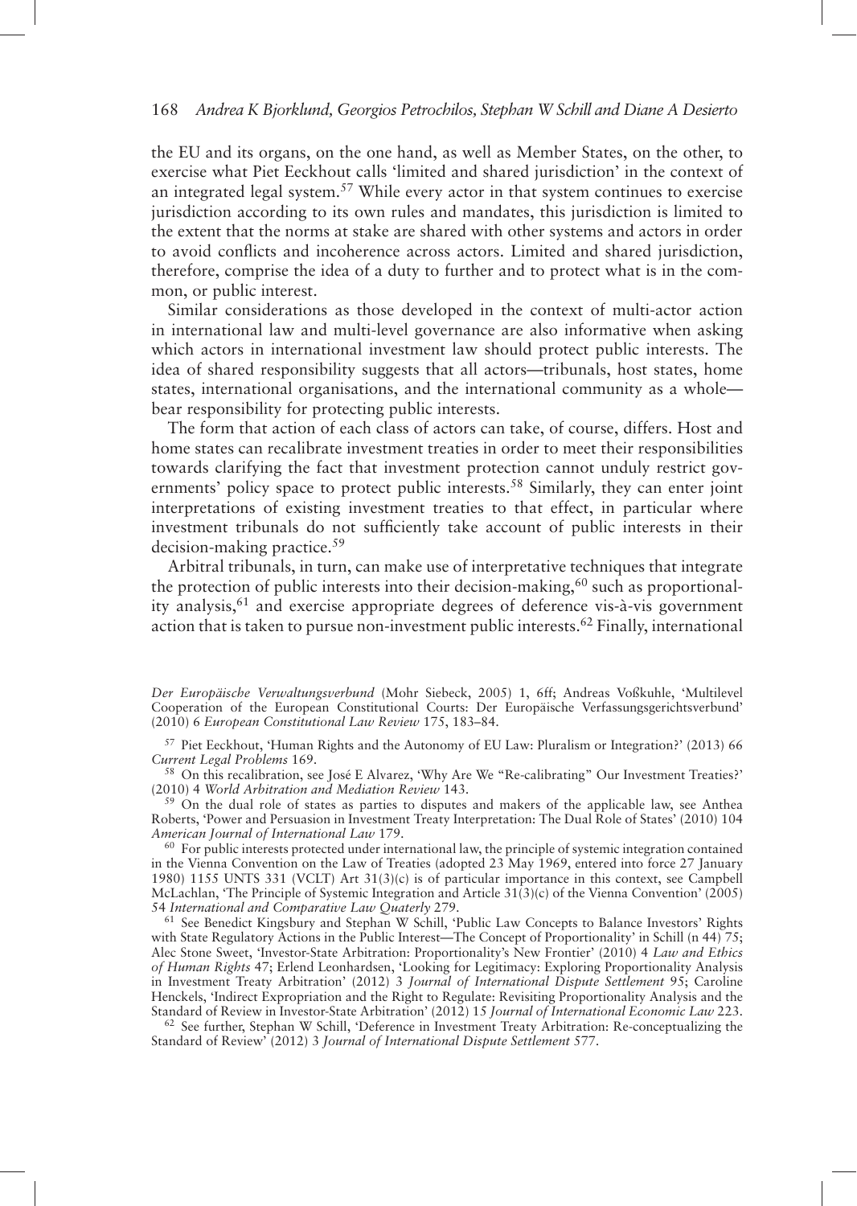the EU and its organs, on the one hand, as well as Member States, on the other, to exercise what Piet Eeckhout calls 'limited and shared jurisdiction' in the context of an integrated legal system.[57] While every actor in that system continues to exercise jurisdiction according to its own rules and mandates, this jurisdiction is limited to the extent that the norms at stake are shared with other systems and actors in order to avoid conflicts and incoherence across actors. Limited and shared jurisdiction, therefore, comprise the idea of a duty to further and to protect what is in the common, or public interest.

Similar considerations as those developed in the context of multi-actor action in international law and multi-level governance are also informative when asking which actors in international investment law should protect public interests. The idea of shared responsibility suggests that all actors—tribunals, host states, home states, international organisations, and the international community as a whole—bear responsibility for protecting public interests.

The form that action of each class of actors can take, of course, differs. Host and home states can recalibrate investment treaties in order to meet their responsibilities towards clarifying the fact that investment protection cannot unduly restrict governments' policy space to protect public interests.[58] Similarly, they can enter joint interpretations of existing investment treaties to that effect, in particular where investment tribunals do not sufficiently take account of public interests in their decision-making practice.[59]

Arbitral tribunals, in turn, can make use of interpretative techniques that integrate the protection of public interests into their decision-making,[60] such as proportionality analysis,[61] and exercise appropriate degrees of deference vis-à-vis government action that is taken to pursue non-investment public interests.[62] Finally, international

*Der Europäische Verwaltungsverbund* (Mohr Siebeck, 2005) 1, 6ff; Andreas Voßkuhle, 'Multilevel Cooperation of the European Constitutional Courts: Der Europäische Verfassungsgerichtsverbund' (2010) 6 *European Constitutional Law Review* 175, 183–84.

[57] Piet Eeckhout, 'Human Rights and the Autonomy of EU Law: Pluralism or Integration?' (2013) 66 *Current Legal Problems* 169.

[58] On this recalibration, see José E Alvarez, 'Why Are We "Re-calibrating" Our Investment Treaties?' (2010) 4 *World Arbitration and Mediation Review* 143.

[59] On the dual role of states as parties to disputes and makers of the applicable law, see Anthea Roberts, 'Power and Persuasion in Investment Treaty Interpretation: The Dual Role of States' (2010) 104 *American Journal of International Law* 179.

[60] For public interests protected under international law, the principle of systemic integration contained in the Vienna Convention on the Law of Treaties (adopted 23 May 1969, entered into force 27 January 1980) 1155 UNTS 331 (VCLT) Art 31(3)(c) is of particular importance in this context, see Campbell McLachlan, 'The Principle of Systemic Integration and Article 31(3)(c) of the Vienna Convention' (2005) 54 *International and Comparative Law Quaterly* 279.

[61] See Benedict Kingsbury and Stephan W Schill, 'Public Law Concepts to Balance Investors' Rights with State Regulatory Actions in the Public Interest—The Concept of Proportionality' in Schill (n 44) 75; Alec Stone Sweet, 'Investor-State Arbitration: Proportionality's New Frontier' (2010) 4 *Law and Ethics of Human Rights* 47; Erlend Leonhardsen, 'Looking for Legitimacy: Exploring Proportionality Analysis in Investment Treaty Arbitration' (2012) 3 *Journal of International Dispute Settlement* 95; Caroline Henckels, 'Indirect Expropriation and the Right to Regulate: Revisiting Proportionality Analysis and the Standard of Review in Investor-State Arbitration' (2012) 15 *Journal of International Economic Law* 223.

[62] See further, Stephan W Schill, 'Deference in Investment Treaty Arbitration: Re-conceptualizing the Standard of Review' (2012) 3 *Journal of International Dispute Settlement* 577.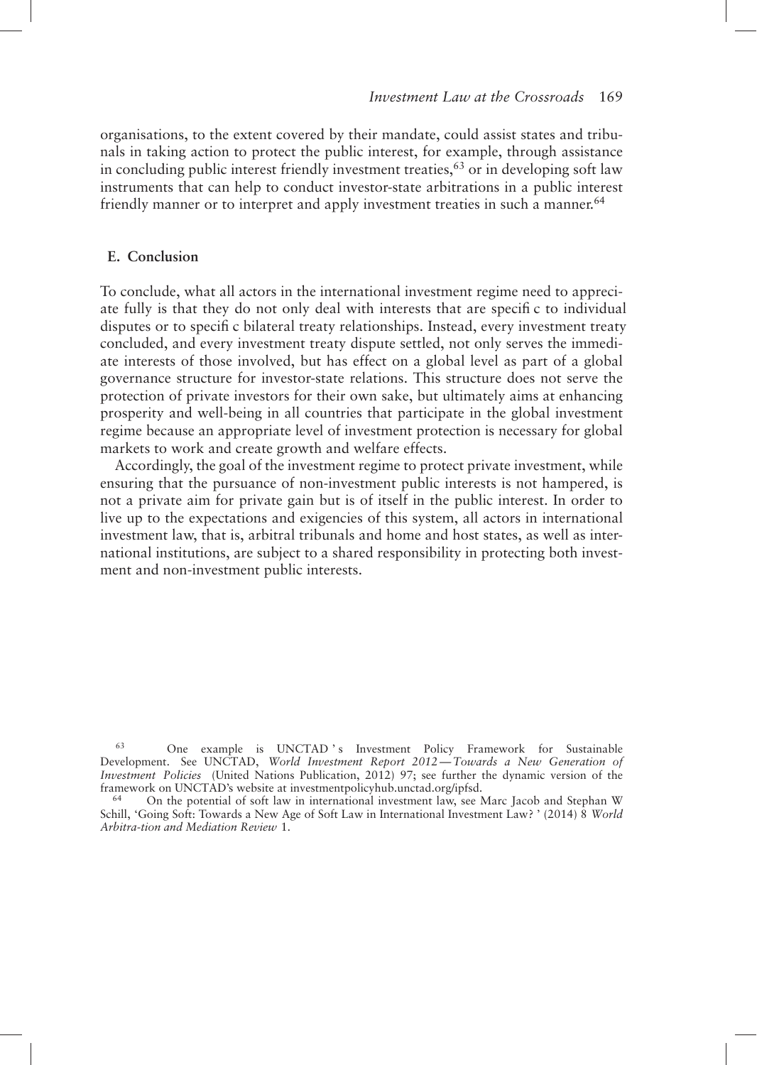organisations, to the extent covered by their mandate, could assist states and tribunals in taking action to protect the public interest, for example, through assistance in concluding public interest friendly investment treaties,[63] or in developing soft law instruments that can help to conduct investor-state arbitrations in a public interest friendly manner or to interpret and apply investment treaties in such a manner.[64]

## E. Conclusion

To conclude, what all actors in the international investment regime need to appreciate fully is that they do not only deal with interests that are specific to individual disputes or to specific bilateral treaty relationships. Instead, every investment treaty concluded, and every investment treaty dispute settled, not only serves the immediate interests of those involved, but has effect on a global level as part of a global governance structure for investor-state relations. This structure does not serve the protection of private investors for their own sake, but ultimately aims at enhancing prosperity and well-being in all countries that participate in the global investment regime because an appropriate level of investment protection is necessary for global markets to work and create growth and welfare effects.

Accordingly, the goal of the investment regime to protect private investment, while ensuring that the pursuance of non-investment public interests is not hampered, is not a private aim for private gain but is of itself in the public interest. In order to live up to the expectations and exigencies of this system, all actors in international investment law, that is, arbitral tribunals and home and host states, as well as international institutions, are subject to a shared responsibility in protecting both investment and non-investment public interests.

[63] One example is UNCTAD's Investment Policy Framework for Sustainable Development. See UNCTAD, *World Investment Report 2012—Towards a New Generation of Investment Policies* (United Nations Publication, 2012) 97; see further the dynamic version of the framework on UNCTAD's website at investmentpolicyhub.unctad.org/ipfsd.

[64] On the potential of soft law in international investment law, see Marc Jacob and Stephan W Schill, 'Going Soft: Towards a New Age of Soft Law in International Investment Law?' (2014) 8 *World Arbitra-tion and Mediation Review* 1.